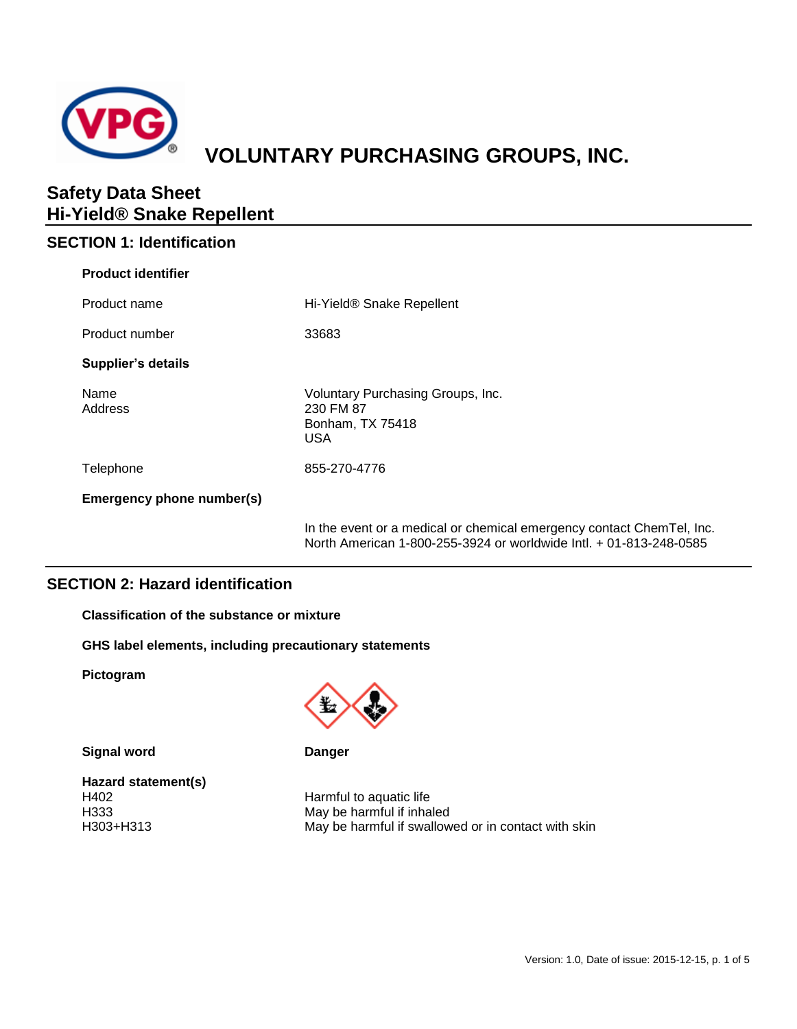# VOLUNTARY PURCHASING GROUPS, INC.

## Safety Data Sheet
## Hi-Yield® Snake Repellent

## SECTION 1: Identification

**Product identifier**

| | |
|---|---|
| Product name | Hi-Yield® Snake Repellent |
| Product number | 33683 |

**Supplier's details**

| | |
|---|---|
| Name<br>Address | Voluntary Purchasing Groups, Inc.<br>230 FM 87<br>Bonham, TX 75418<br>USA |
| Telephone | 855-270-4776 |

**Emergency phone number(s)**

In the event or a medical or chemical emergency contact ChemTel, Inc. North American 1-800-255-3924 or worldwide Intl. + 01-813-248-0585

## SECTION 2: Hazard identification

**Classification of the substance or mixture**

**GHS label elements, including precautionary statements**

**Pictogram**

**Signal word** **Danger**

**Hazard statement(s)**

| | |
|---|---|
| H402 | Harmful to aquatic life |
| H333 | May be harmful if inhaled |
| H303+H313 | May be harmful if swallowed or in contact with skin |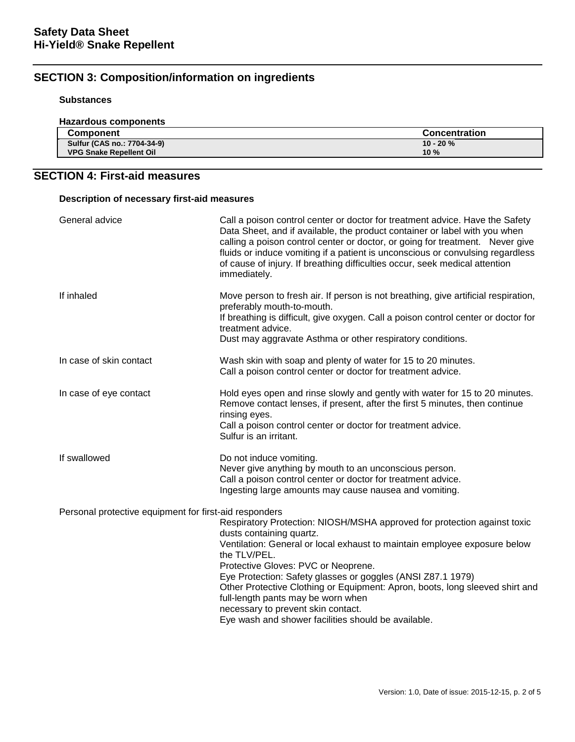## SECTION 3: Composition/information on ingredients

**Substances**

**Hazardous components**

| Component | Concentration |
|---|---|
| **Sulfur (CAS no.: 7704-34-9)** | **10 - 20 %** |
| **VPG Snake Repellent Oil** | **10 %** |

## SECTION 4: First-aid measures

**Description of necessary first-aid measures**

General advice

Call a poison control center or doctor for treatment advice. Have the Safety Data Sheet, and if available, the product container or label with you when calling a poison control center or doctor, or going for treatment. Never give fluids or induce vomiting if a patient is unconscious or convulsing regardless of cause of injury. If breathing difficulties occur, seek medical attention immediately.

If inhaled

Move person to fresh air. If person is not breathing, give artificial respiration, preferably mouth-to-mouth.
If breathing is difficult, give oxygen. Call a poison control center or doctor for treatment advice.
Dust may aggravate Asthma or other respiratory conditions.

In case of skin contact

Wash skin with soap and plenty of water for 15 to 20 minutes.
Call a poison control center or doctor for treatment advice.

In case of eye contact

Hold eyes open and rinse slowly and gently with water for 15 to 20 minutes. Remove contact lenses, if present, after the first 5 minutes, then continue rinsing eyes.
Call a poison control center or doctor for treatment advice.
Sulfur is an irritant.

If swallowed

Do not induce vomiting.
Never give anything by mouth to an unconscious person.
Call a poison control center or doctor for treatment advice.
Ingesting large amounts may cause nausea and vomiting.

Personal protective equipment for first-aid responders

Respiratory Protection: NIOSH/MSHA approved for protection against toxic dusts containing quartz.
Ventilation: General or local exhaust to maintain employee exposure below the TLV/PEL.
Protective Gloves: PVC or Neoprene.
Eye Protection: Safety glasses or goggles (ANSI Z87.1 1979)
Other Protective Clothing or Equipment: Apron, boots, long sleeved shirt and full-length pants may be worn when
necessary to prevent skin contact.
Eye wash and shower facilities should be available.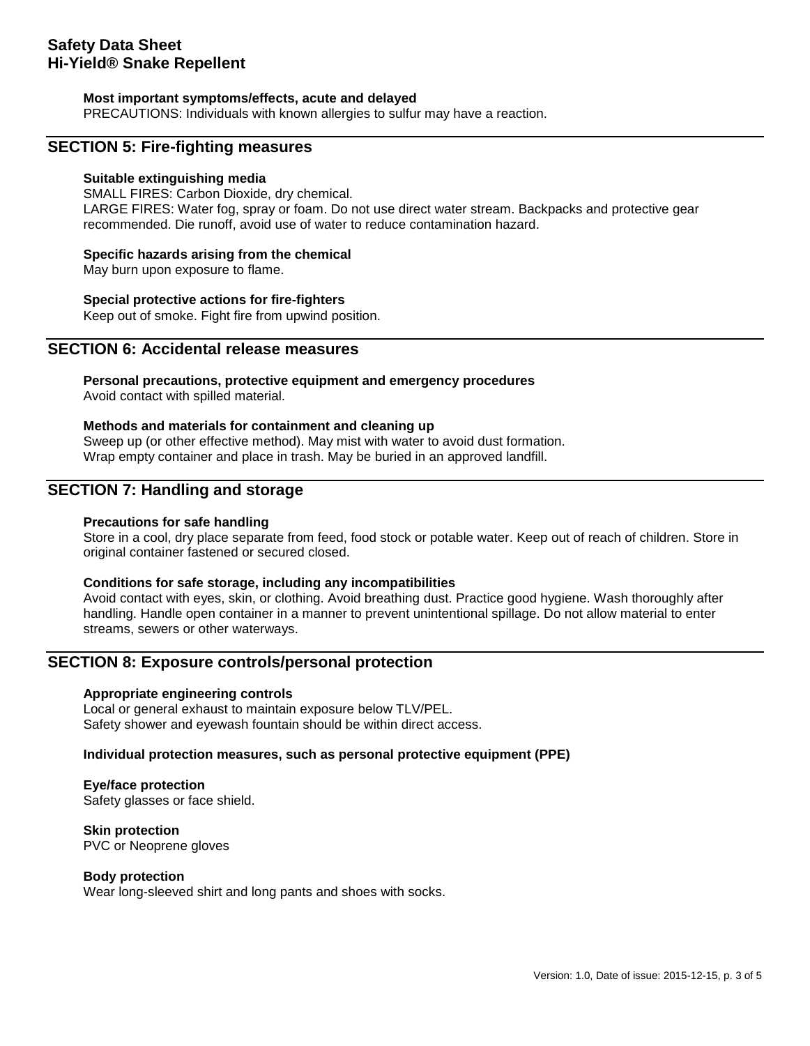**Most important symptoms/effects, acute and delayed**

PRECAUTIONS: Individuals with known allergies to sulfur may have a reaction.

## SECTION 5: Fire-fighting measures

**Suitable extinguishing media**

SMALL FIRES: Carbon Dioxide, dry chemical.
LARGE FIRES: Water fog, spray or foam. Do not use direct water stream. Backpacks and protective gear recommended. Die runoff, avoid use of water to reduce contamination hazard.

**Specific hazards arising from the chemical**

May burn upon exposure to flame.

**Special protective actions for fire-fighters**

Keep out of smoke. Fight fire from upwind position.

## SECTION 6: Accidental release measures

**Personal precautions, protective equipment and emergency procedures**

Avoid contact with spilled material.

**Methods and materials for containment and cleaning up**

Sweep up (or other effective method). May mist with water to avoid dust formation.
Wrap empty container and place in trash. May be buried in an approved landfill.

## SECTION 7: Handling and storage

**Precautions for safe handling**

Store in a cool, dry place separate from feed, food stock or potable water. Keep out of reach of children. Store in original container fastened or secured closed.

**Conditions for safe storage, including any incompatibilities**

Avoid contact with eyes, skin, or clothing. Avoid breathing dust. Practice good hygiene. Wash thoroughly after handling. Handle open container in a manner to prevent unintentional spillage. Do not allow material to enter streams, sewers or other waterways.

## SECTION 8: Exposure controls/personal protection

**Appropriate engineering controls**

Local or general exhaust to maintain exposure below TLV/PEL.
Safety shower and eyewash fountain should be within direct access.

**Individual protection measures, such as personal protective equipment (PPE)**

**Eye/face protection**

Safety glasses or face shield.

**Skin protection**

PVC or Neoprene gloves

**Body protection**

Wear long-sleeved shirt and long pants and shoes with socks.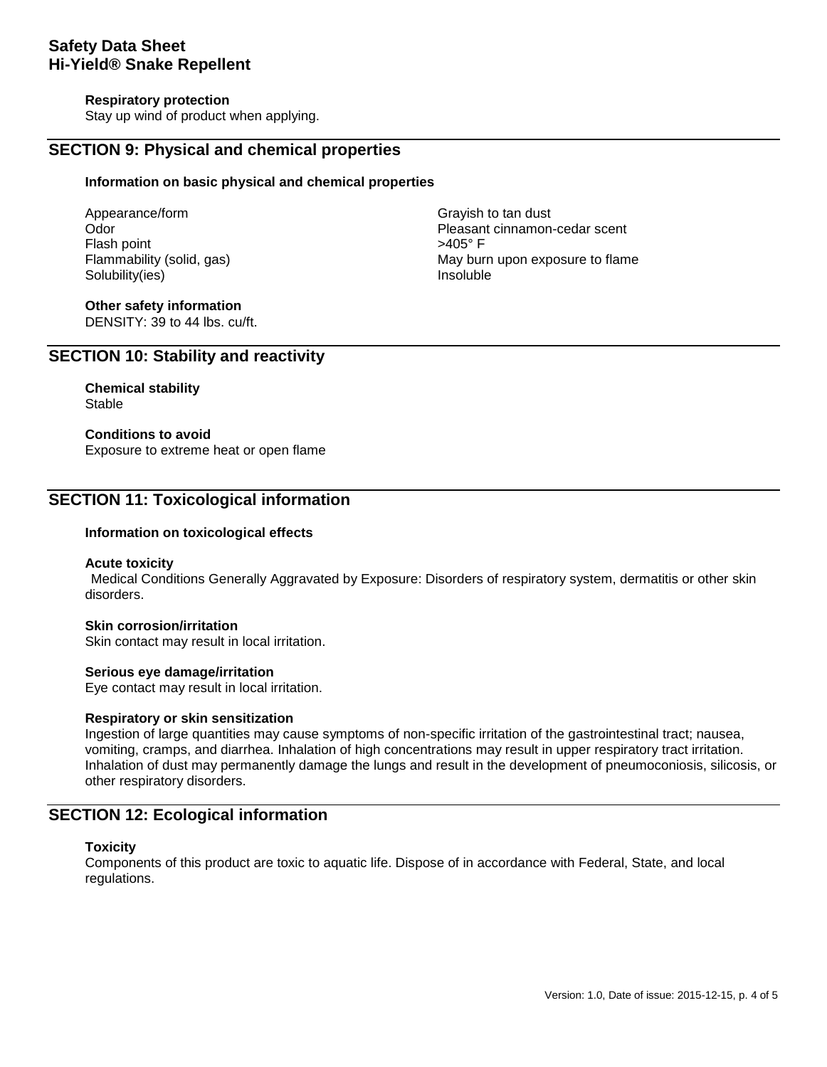#### Respiratory protection

Stay up wind of product when applying.

## SECTION 9: Physical and chemical properties

### Information on basic physical and chemical properties

| Property | Value |
| --- | --- |
| Appearance/form | Grayish to tan dust |
| Odor | Pleasant cinnamon-cedar scent |
| Flash point | >405° F |
| Flammability (solid, gas) | May burn upon exposure to flame |
| Solubility(ies) | Insoluble |

### Other safety information

DENSITY: 39 to 44 lbs. cu/ft.

## SECTION 10: Stability and reactivity

### Chemical stability

Stable

### Conditions to avoid

Exposure to extreme heat or open flame

## SECTION 11: Toxicological information

### Information on toxicological effects

#### Acute toxicity

Medical Conditions Generally Aggravated by Exposure: Disorders of respiratory system, dermatitis or other skin disorders.

#### Skin corrosion/irritation

Skin contact may result in local irritation.

#### Serious eye damage/irritation

Eye contact may result in local irritation.

#### Respiratory or skin sensitization

Ingestion of large quantities may cause symptoms of non-specific irritation of the gastrointestinal tract; nausea, vomiting, cramps, and diarrhea. Inhalation of high concentrations may result in upper respiratory tract irritation. Inhalation of dust may permanently damage the lungs and result in the development of pneumoconiosis, silicosis, or other respiratory disorders.

## SECTION 12: Ecological information

### Toxicity

Components of this product are toxic to aquatic life. Dispose of in accordance with Federal, State, and local regulations.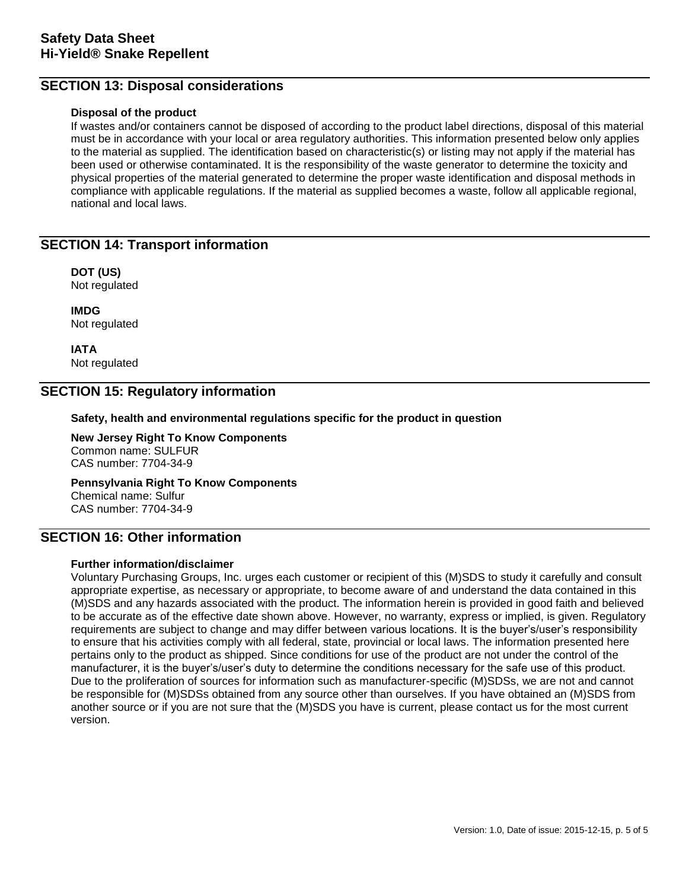## SECTION 13: Disposal considerations

**Disposal of the product**

If wastes and/or containers cannot be disposed of according to the product label directions, disposal of this material must be in accordance with your local or area regulatory authorities. This information presented below only applies to the material as supplied. The identification based on characteristic(s) or listing may not apply if the material has been used or otherwise contaminated. It is the responsibility of the waste generator to determine the toxicity and physical properties of the material generated to determine the proper waste identification and disposal methods in compliance with applicable regulations. If the material as supplied becomes a waste, follow all applicable regional, national and local laws.

## SECTION 14: Transport information

**DOT (US)**
Not regulated

**IMDG**
Not regulated

**IATA**
Not regulated

## SECTION 15: Regulatory information

**Safety, health and environmental regulations specific for the product in question**

**New Jersey Right To Know Components**
Common name: SULFUR
CAS number: 7704-34-9

**Pennsylvania Right To Know Components**
Chemical name: Sulfur
CAS number: 7704-34-9

## SECTION 16: Other information

**Further information/disclaimer**

Voluntary Purchasing Groups, Inc. urges each customer or recipient of this (M)SDS to study it carefully and consult appropriate expertise, as necessary or appropriate, to become aware of and understand the data contained in this (M)SDS and any hazards associated with the product. The information herein is provided in good faith and believed to be accurate as of the effective date shown above. However, no warranty, express or implied, is given. Regulatory requirements are subject to change and may differ between various locations. It is the buyer's/user's responsibility to ensure that his activities comply with all federal, state, provincial or local laws. The information presented here pertains only to the product as shipped. Since conditions for use of the product are not under the control of the manufacturer, it is the buyer's/user's duty to determine the conditions necessary for the safe use of this product. Due to the proliferation of sources for information such as manufacturer-specific (M)SDSs, we are not and cannot be responsible for (M)SDSs obtained from any source other than ourselves. If you have obtained an (M)SDS from another source or if you are not sure that the (M)SDS you have is current, please contact us for the most current version.

Version: 1.0, Date of issue: 2015-12-15